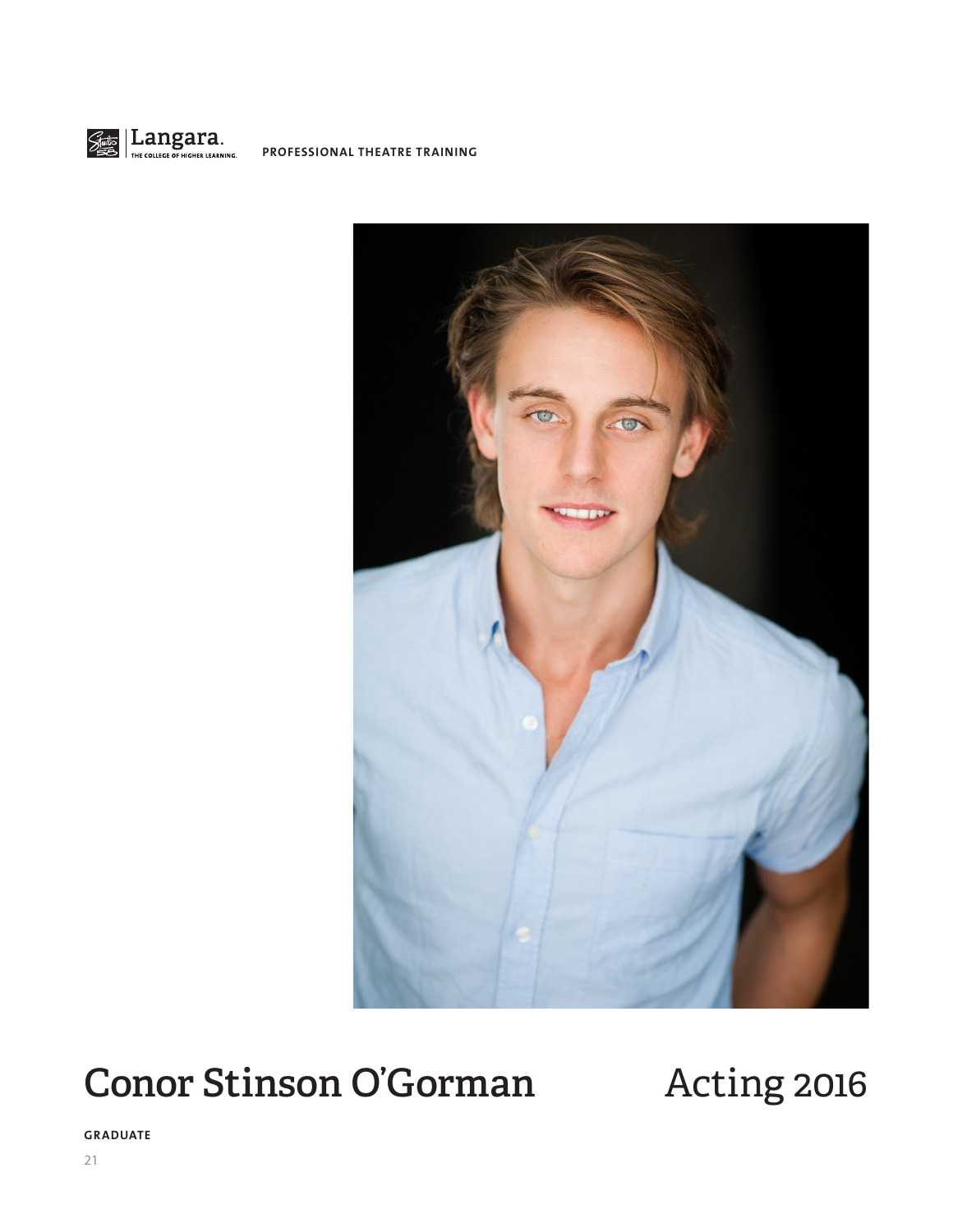PROFESSIONAL THEATRE TRAINING

# Conor Stinson O'Gorman

## Acting 2016

**GRADUATE**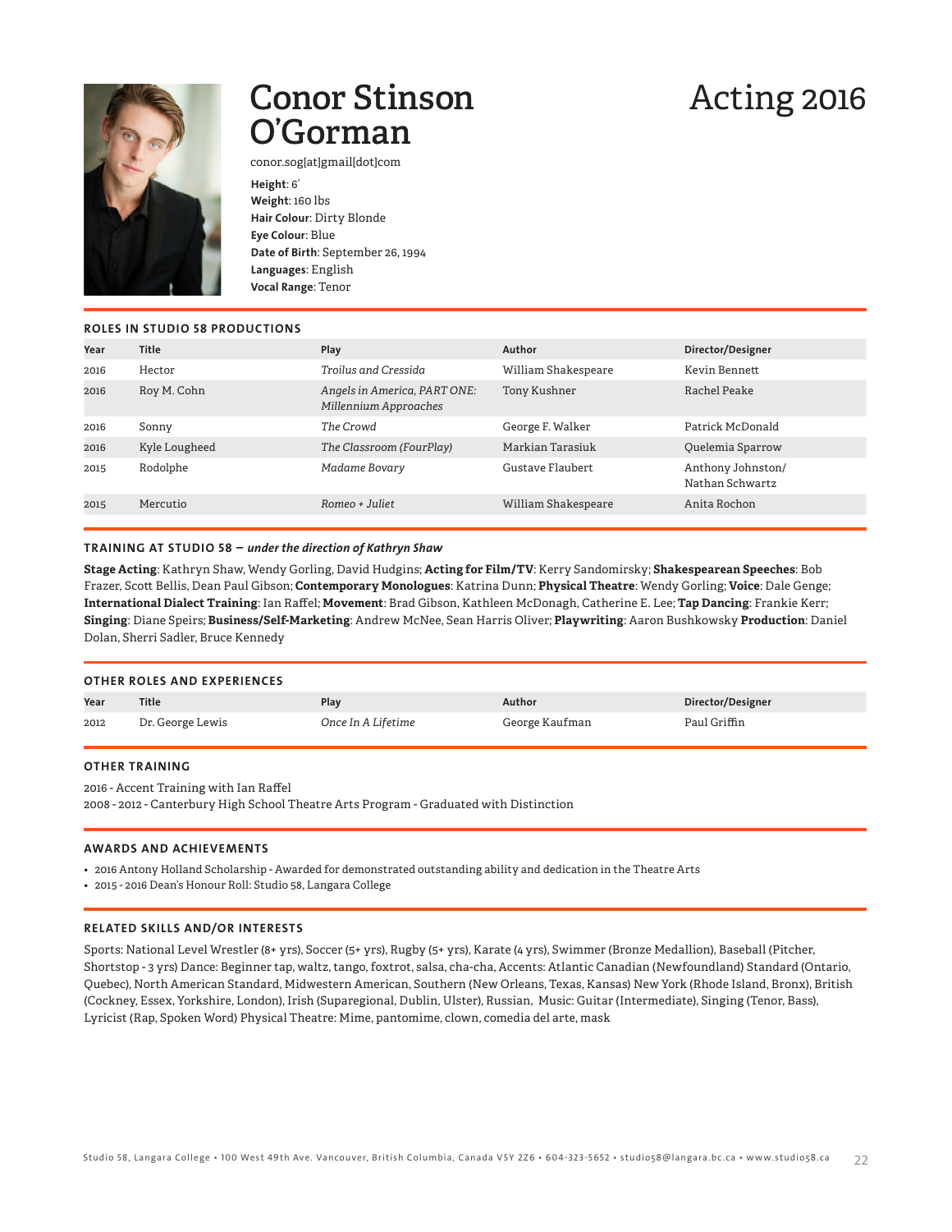# Conor Stinson O'Gorman

# Acting 2016

conor.sog[at]gmail[dot]com

**Height**: 6'
**Weight**: 160 lbs
**Hair Colour**: Dirty Blonde
**Eye Colour**: Blue
**Date of Birth**: September 26, 1994
**Languages**: English
**Vocal Range**: Tenor

## ROLES IN STUDIO 58 PRODUCTIONS

| Year | Title | Play | Author | Director/Designer |
|---|---|---|---|---|
| 2016 | Hector | *Troilus and Cressida* | William Shakespeare | Kevin Bennett |
| 2016 | Roy M. Cohn | *Angels in America, PART ONE: Millennium Approaches* | Tony Kushner | Rachel Peake |
| 2016 | Sonny | *The Crowd* | George F. Walker | Patrick McDonald |
| 2016 | Kyle Lougheed | *The Classroom (FourPlay)* | Markian Tarasiuk | Quelemia Sparrow |
| 2015 | Rodolphe | *Madame Bovary* | Gustave Flaubert | Anthony Johnston/ Nathan Schwartz |
| 2015 | Mercutio | *Romeo + Juliet* | William Shakespeare | Anita Rochon |

## TRAINING AT STUDIO 58 – *under the direction of Kathryn Shaw*

**Stage Acting**: Kathryn Shaw, Wendy Gorling, David Hudgins; **Acting for Film/TV**: Kerry Sandomirsky; **Shakespearean Speeches**: Bob Frazer, Scott Bellis, Dean Paul Gibson; **Contemporary Monologues**: Katrina Dunn; **Physical Theatre**: Wendy Gorling; **Voice**: Dale Genge; **International Dialect Training**: Ian Raffel; **Movement**: Brad Gibson, Kathleen McDonagh, Catherine E. Lee; **Tap Dancing**: Frankie Kerr; **Singing**: Diane Speirs; **Business/Self-Marketing**: Andrew McNee, Sean Harris Oliver; **Playwriting**: Aaron Bushkowsky **Production**: Daniel Dolan, Sherri Sadler, Bruce Kennedy

## OTHER ROLES AND EXPERIENCES

| Year | Title | Play | Author | Director/Designer |
|---|---|---|---|---|
| 2012 | Dr. George Lewis | *Once In A Lifetime* | George Kaufman | Paul Griffin |

## OTHER TRAINING

2016 - Accent Training with Ian Raffel
2008 - 2012 - Canterbury High School Theatre Arts Program - Graduated with Distinction

## AWARDS AND ACHIEVEMENTS

- 2016 Antony Holland Scholarship - Awarded for demonstrated outstanding ability and dedication in the Theatre Arts
- 2015 - 2016 Dean's Honour Roll: Studio 58, Langara College

## RELATED SKILLS AND/OR INTERESTS

Sports: National Level Wrestler (8+ yrs), Soccer (5+ yrs), Rugby (5+ yrs), Karate (4 yrs), Swimmer (Bronze Medallion), Baseball (Pitcher, Shortstop - 3 yrs) Dance: Beginner tap, waltz, tango, foxtrot, salsa, cha-cha, Accents: Atlantic Canadian (Newfoundland) Standard (Ontario, Quebec), North American Standard, Midwestern American, Southern (New Orleans, Texas, Kansas) New York (Rhode Island, Bronx), British (Cockney, Essex, Yorkshire, London), Irish (Suparegional, Dublin, Ulster), Russian, Music: Guitar (Intermediate), Singing (Tenor, Bass), Lyricist (Rap, Spoken Word) Physical Theatre: Mime, pantomime, clown, comedia del arte, mask